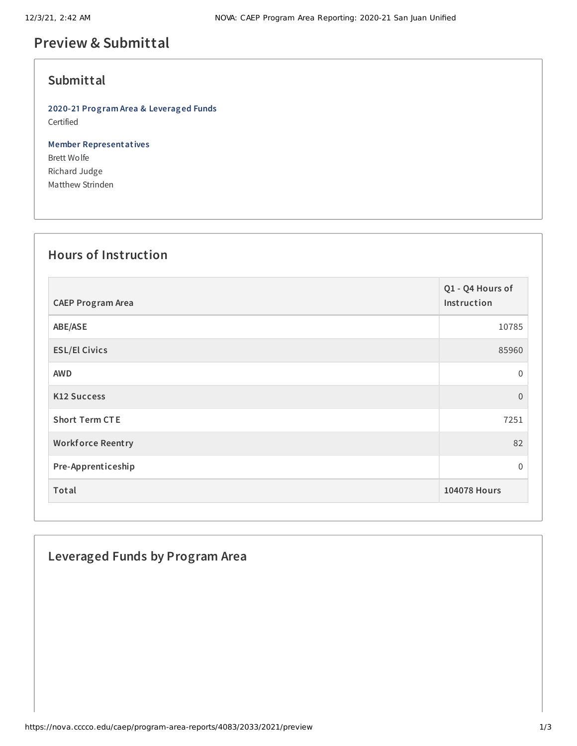# Preview & Submittal

## Submittal

**2020-21 Program Area & Leveraged Funds**
Certified

**Member Representatives**
Brett Wolfe
Richard Judge
Matthew Strinden

## Hours of Instruction

| CAEP Program Area | Q1 - Q4 Hours of Instruction |
| --- | --- |
| ABE/ASE | 10785 |
| ESL/El Civics | 85960 |
| AWD | 0 |
| K12 Success | 0 |
| Short Term CTE | 7251 |
| Workforce Reentry | 82 |
| Pre-Apprenticeship | 0 |
| **Total** | **104078 Hours** |

## Leveraged Funds by Program Area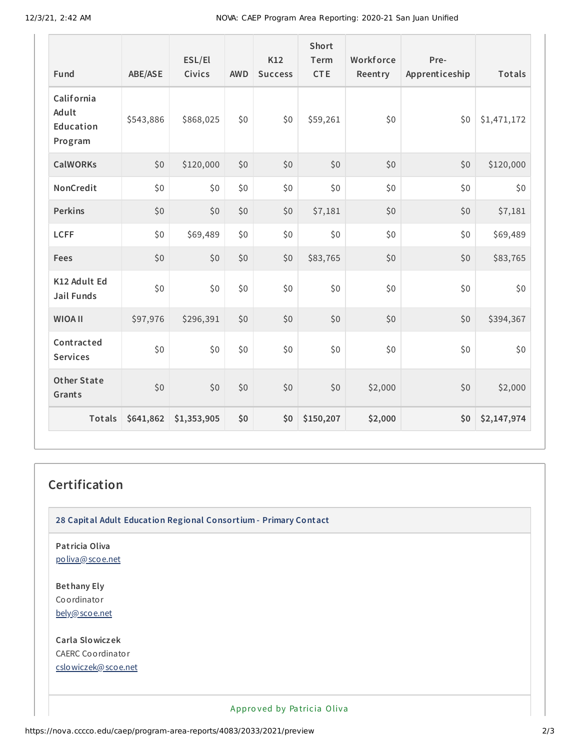| Fund | ABE/ASE | ESL/El Civics | AWD | K12 Success | Short Term CTE | Workforce Reentry | Pre-Apprenticeship | Totals |
|---|---|---|---|---|---|---|---|---|
| California Adult Education Program | $543,886 | $868,025 | $0 | $0 | $59,261 | $0 | $0 | $1,471,172 |
| CalWORKs | $0 | $120,000 | $0 | $0 | $0 | $0 | $0 | $120,000 |
| NonCredit | $0 | $0 | $0 | $0 | $0 | $0 | $0 | $0 |
| Perkins | $0 | $0 | $0 | $0 | $7,181 | $0 | $0 | $7,181 |
| LCFF | $0 | $69,489 | $0 | $0 | $0 | $0 | $0 | $69,489 |
| Fees | $0 | $0 | $0 | $0 | $83,765 | $0 | $0 | $83,765 |
| K12 Adult Ed Jail Funds | $0 | $0 | $0 | $0 | $0 | $0 | $0 | $0 |
| WIOA II | $97,976 | $296,391 | $0 | $0 | $0 | $0 | $0 | $394,367 |
| Contracted Services | $0 | $0 | $0 | $0 | $0 | $0 | $0 | $0 |
| Other State Grants | $0 | $0 | $0 | $0 | $0 | $2,000 | $0 | $2,000 |
| **Totals** | **$641,862** | **$1,353,905** | **$0** | **$0** | **$150,207** | **$2,000** | **$0** | **$2,147,974** |

## Certification

**28 Capital Adult Education Regional Consortium - Primary Contact**

**Patricia Oliva**
poliva@scoe.net

**Bethany Ely**
Coordinator
bely@scoe.net

**Carla Slowiczek**
CAERC Coordinator
cslowiczek@scoe.net

Approved by Patricia Oliva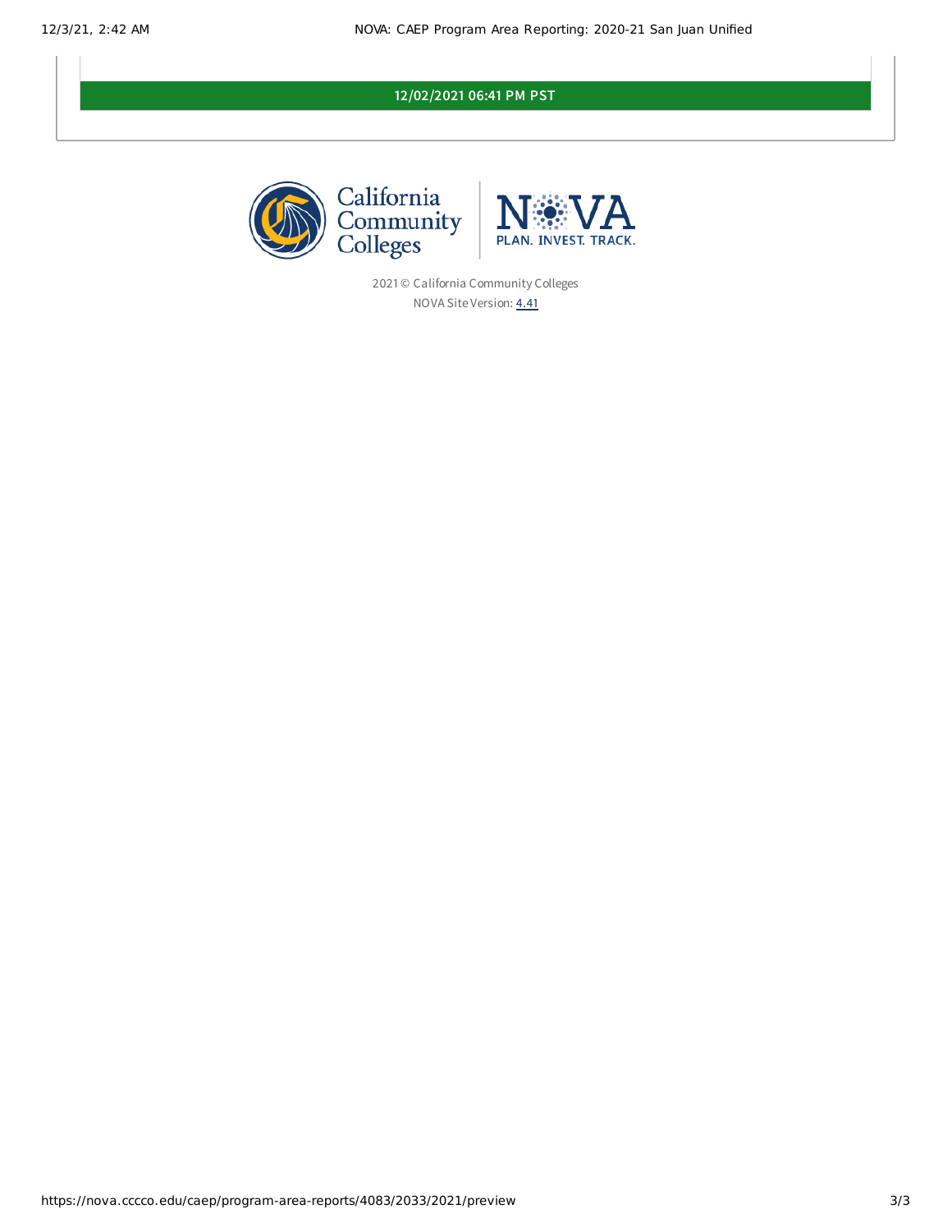12/02/2021 06:41 PM PST

California Community Colleges

NOVA PLAN. INVEST. TRACK.

2021 © California Community Colleges

NOVA Site Version: 4.41